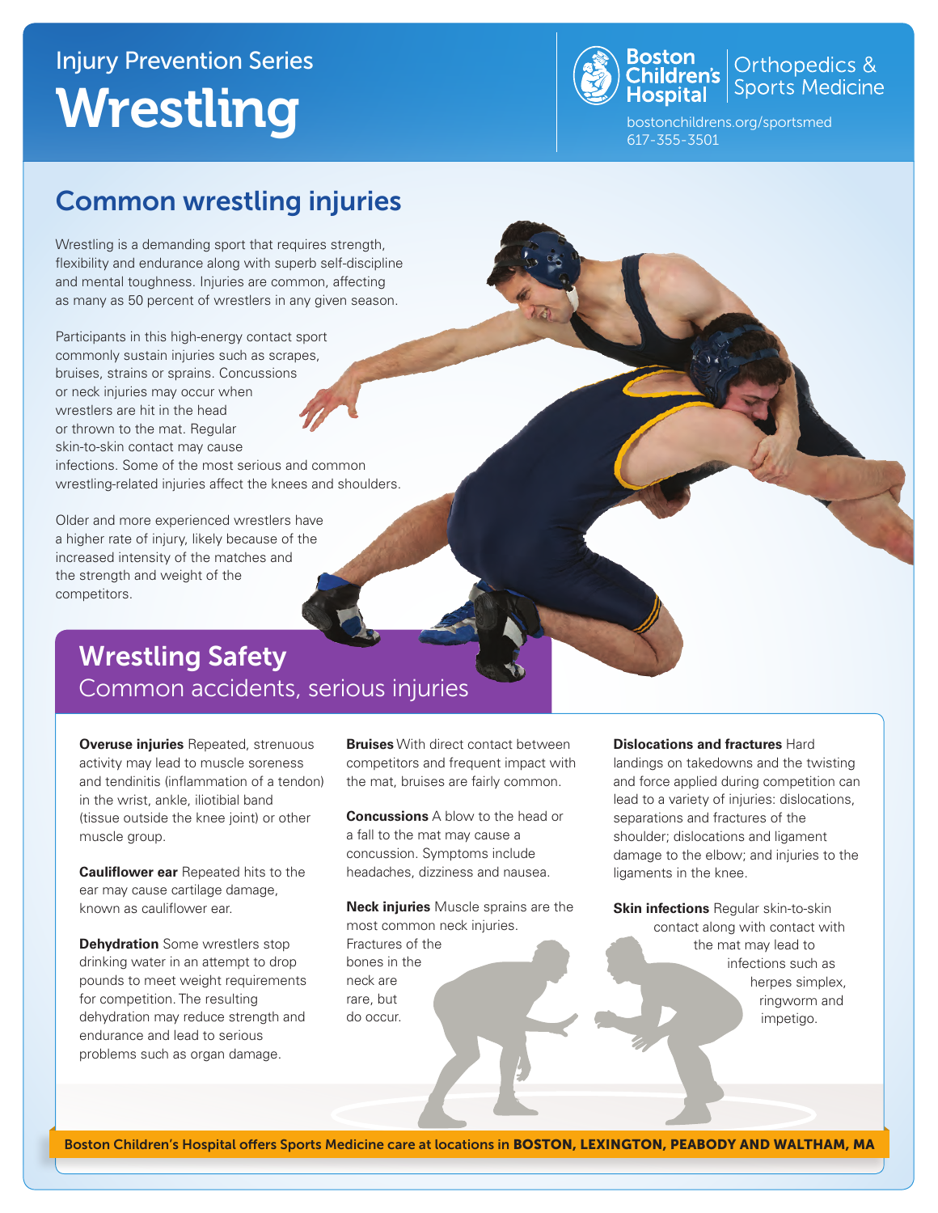Injury Prevention Series

# Wrestling

**Boston Children's Hospital** | Orthopedics & Sports Medicine

bostonchildrens.org/sportsmed
617-355-3501

## Common wrestling injuries

Wrestling is a demanding sport that requires strength, flexibility and endurance along with superb self-discipline and mental toughness. Injuries are common, affecting as many as 50 percent of wrestlers in any given season.

Participants in this high-energy contact sport commonly sustain injuries such as scrapes, bruises, strains or sprains. Concussions or neck injuries may occur when wrestlers are hit in the head or thrown to the mat. Regular skin-to-skin contact may cause infections. Some of the most serious and common wrestling-related injuries affect the knees and shoulders.

Older and more experienced wrestlers have a higher rate of injury, likely because of the increased intensity of the matches and the strength and weight of the competitors.

## Wrestling Safety

### Common accidents, serious injuries

**Overuse injuries** Repeated, strenuous activity may lead to muscle soreness and tendinitis (inflammation of a tendon) in the wrist, ankle, iliotibial band (tissue outside the knee joint) or other muscle group.

**Cauliflower ear** Repeated hits to the ear may cause cartilage damage, known as cauliflower ear.

**Dehydration** Some wrestlers stop drinking water in an attempt to drop pounds to meet weight requirements for competition. The resulting dehydration may reduce strength and endurance and lead to serious problems such as organ damage.

**Bruises** With direct contact between competitors and frequent impact with the mat, bruises are fairly common.

**Concussions** A blow to the head or a fall to the mat may cause a concussion. Symptoms include headaches, dizziness and nausea.

**Neck injuries** Muscle sprains are the most common neck injuries. Fractures of the bones in the neck are rare, but do occur.

**Dislocations and fractures** Hard landings on takedowns and the twisting and force applied during competition can lead to a variety of injuries: dislocations, separations and fractures of the shoulder; dislocations and ligament damage to the elbow; and injuries to the ligaments in the knee.

**Skin infections** Regular skin-to-skin contact along with contact with the mat may lead to infections such as herpes simplex, ringworm and impetigo.

Boston Children's Hospital offers Sports Medicine care at locations in **BOSTON, LEXINGTON, PEABODY AND WALTHAM, MA**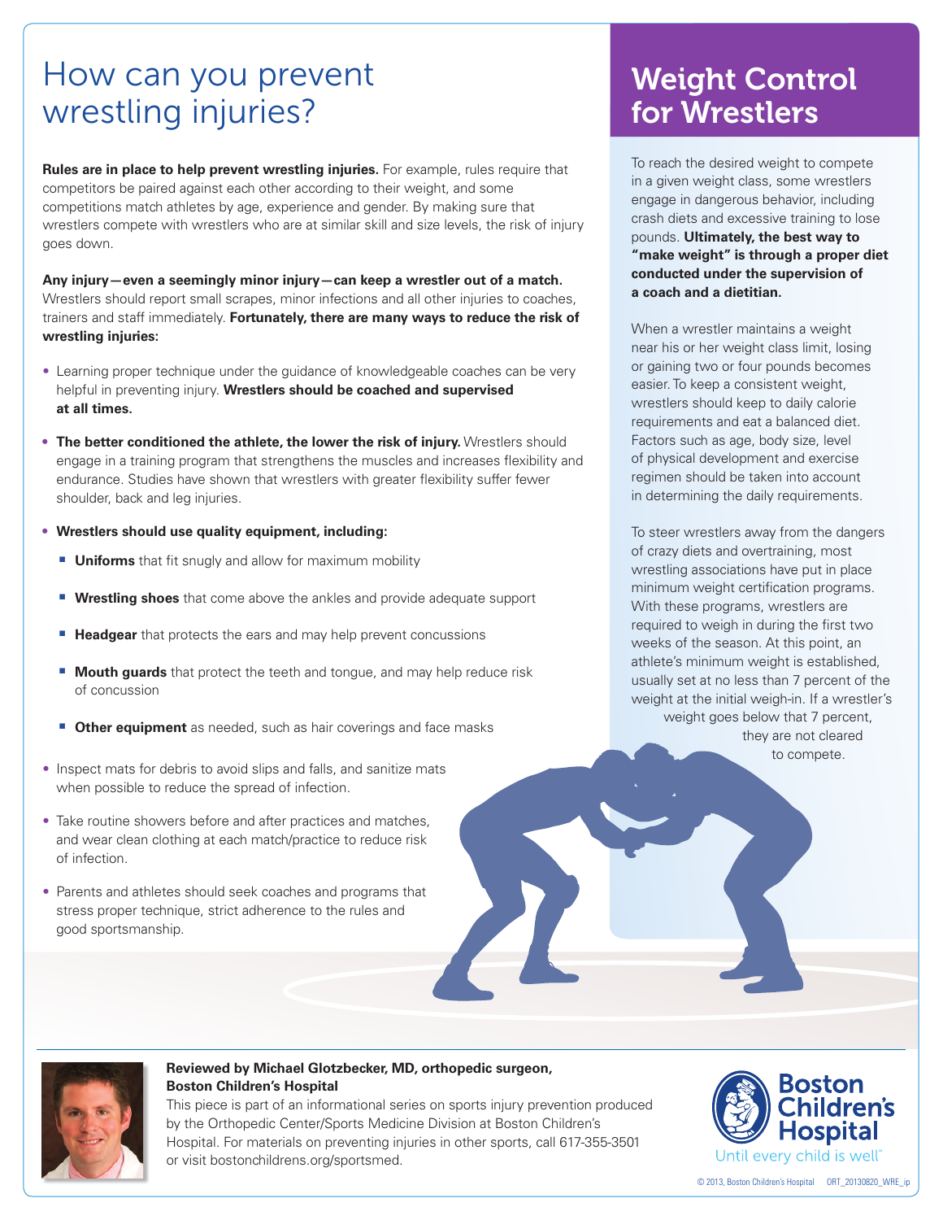# How can you prevent wrestling injuries?

**Rules are in place to help prevent wrestling injuries.** For example, rules require that competitors be paired against each other according to their weight, and some competitions match athletes by age, experience and gender. By making sure that wrestlers compete with wrestlers who are at similar skill and size levels, the risk of injury goes down.

**Any injury—even a seemingly minor injury—can keep a wrestler out of a match.** Wrestlers should report small scrapes, minor infections and all other injuries to coaches, trainers and staff immediately. **Fortunately, there are many ways to reduce the risk of wrestling injuries:**

- Learning proper technique under the guidance of knowledgeable coaches can be very helpful in preventing injury. **Wrestlers should be coached and supervised at all times.**
- **The better conditioned the athlete, the lower the risk of injury.** Wrestlers should engage in a training program that strengthens the muscles and increases flexibility and endurance. Studies have shown that wrestlers with greater flexibility suffer fewer shoulder, back and leg injuries.
- **Wrestlers should use quality equipment, including:**
  - **Uniforms** that fit snugly and allow for maximum mobility
  - **Wrestling shoes** that come above the ankles and provide adequate support
  - **Headgear** that protects the ears and may help prevent concussions
  - **Mouth guards** that protect the teeth and tongue, and may help reduce risk of concussion
  - **Other equipment** as needed, such as hair coverings and face masks
- Inspect mats for debris to avoid slips and falls, and sanitize mats when possible to reduce the spread of infection.
- Take routine showers before and after practices and matches, and wear clean clothing at each match/practice to reduce risk of infection.
- Parents and athletes should seek coaches and programs that stress proper technique, strict adherence to the rules and good sportsmanship.

## Weight Control for Wrestlers

To reach the desired weight to compete in a given weight class, some wrestlers engage in dangerous behavior, including crash diets and excessive training to lose pounds. **Ultimately, the best way to "make weight" is through a proper diet conducted under the supervision of a coach and a dietitian.**

When a wrestler maintains a weight near his or her weight class limit, losing or gaining two or four pounds becomes easier. To keep a consistent weight, wrestlers should keep to daily calorie requirements and eat a balanced diet. Factors such as age, body size, level of physical development and exercise regimen should be taken into account in determining the daily requirements.

To steer wrestlers away from the dangers of crazy diets and overtraining, most wrestling associations have put in place minimum weight certification programs. With these programs, wrestlers are required to weigh in during the first two weeks of the season. At this point, an athlete's minimum weight is established, usually set at no less than 7 percent of the weight at the initial weigh-in. If a wrestler's weight goes below that 7 percent, they are not cleared to compete.

**Reviewed by Michael Glotzbecker, MD, orthopedic surgeon, Boston Children's Hospital**

This piece is part of an informational series on sports injury prevention produced by the Orthopedic Center/Sports Medicine Division at Boston Children's Hospital. For materials on preventing injuries in other sports, call 617-355-3501 or visit bostonchildrens.org/sportsmed.

Boston Children's Hospital
Until every child is well

© 2013, Boston Children's Hospital ORT_20130820_WRE_ip